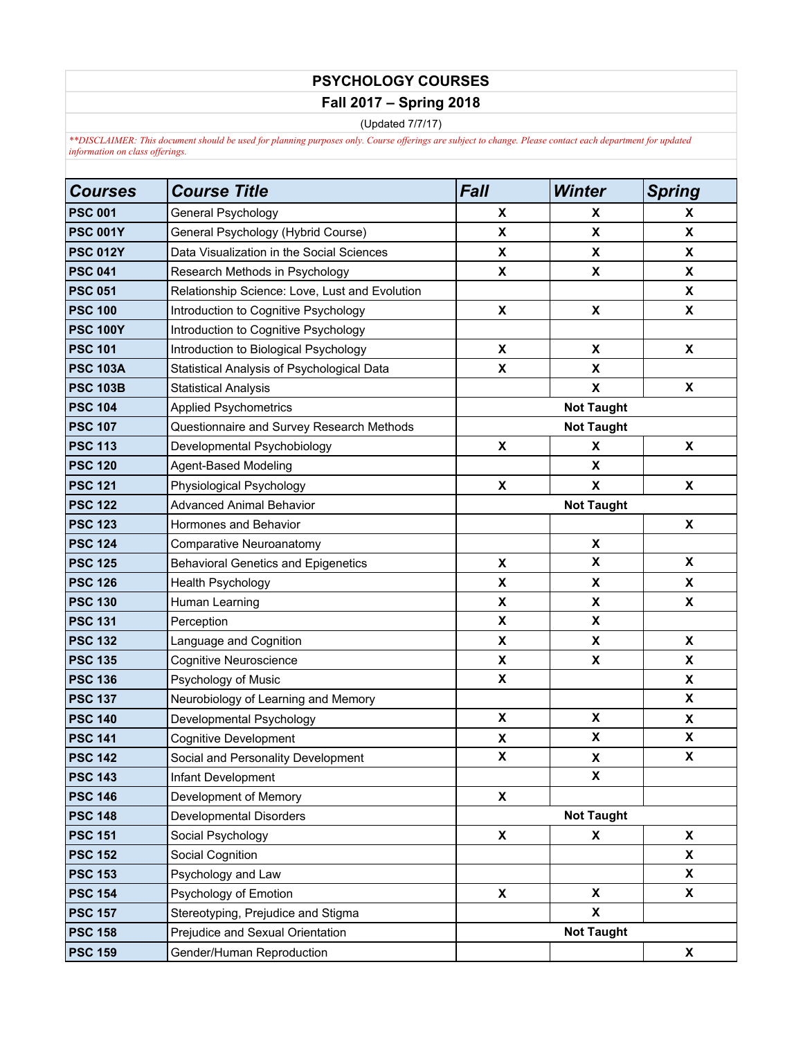# PSYCHOLOGY COURSES

## Fall 2017 – Spring 2018

(Updated 7/7/17)

*\*\*DISCLAIMER: This document should be used for planning purposes only. Course offerings are subject to change. Please contact each department for updated information on class offerings.*

| Courses | Course Title | Fall | Winter | Spring |
|---|---|---|---|---|
| PSC 001 | General Psychology | X | X | X |
| PSC 001Y | General Psychology (Hybrid Course) | X | X | X |
| PSC 012Y | Data Visualization in the Social Sciences | X | X | X |
| PSC 041 | Research Methods in Psychology | X | X | X |
| PSC 051 | Relationship Science: Love, Lust and Evolution | | | X |
| PSC 100 | Introduction to Cognitive Psychology | X | X | X |
| PSC 100Y | Introduction to Cognitive Psychology | | | |
| PSC 101 | Introduction to Biological Psychology | X | X | X |
| PSC 103A | Statistical Analysis of Psychological Data | X | X | |
| PSC 103B | Statistical Analysis | | X | X |
| PSC 104 | Applied Psychometrics | | Not Taught | |
| PSC 107 | Questionnaire and Survey Research Methods | | Not Taught | |
| PSC 113 | Developmental Psychobiology | X | X | X |
| PSC 120 | Agent-Based Modeling | | X | |
| PSC 121 | Physiological Psychology | X | X | X |
| PSC 122 | Advanced Animal Behavior | | Not Taught | |
| PSC 123 | Hormones and Behavior | | | X |
| PSC 124 | Comparative Neuroanatomy | | X | |
| PSC 125 | Behavioral Genetics and Epigenetics | X | X | X |
| PSC 126 | Health Psychology | X | X | X |
| PSC 130 | Human Learning | X | X | X |
| PSC 131 | Perception | X | X | |
| PSC 132 | Language and Cognition | X | X | X |
| PSC 135 | Cognitive Neuroscience | X | X | X |
| PSC 136 | Psychology of Music | X | | X |
| PSC 137 | Neurobiology of Learning and Memory | | | X |
| PSC 140 | Developmental Psychology | X | X | X |
| PSC 141 | Cognitive Development | X | X | X |
| PSC 142 | Social and Personality Development | X | X | X |
| PSC 143 | Infant Development | | X | |
| PSC 146 | Development of Memory | X | | |
| PSC 148 | Developmental Disorders | | Not Taught | |
| PSC 151 | Social Psychology | X | X | X |
| PSC 152 | Social Cognition | | | X |
| PSC 153 | Psychology and Law | | | X |
| PSC 154 | Psychology of Emotion | X | X | X |
| PSC 157 | Stereotyping, Prejudice and Stigma | | X | |
| PSC 158 | Prejudice and Sexual Orientation | | Not Taught | |
| PSC 159 | Gender/Human Reproduction | | | X |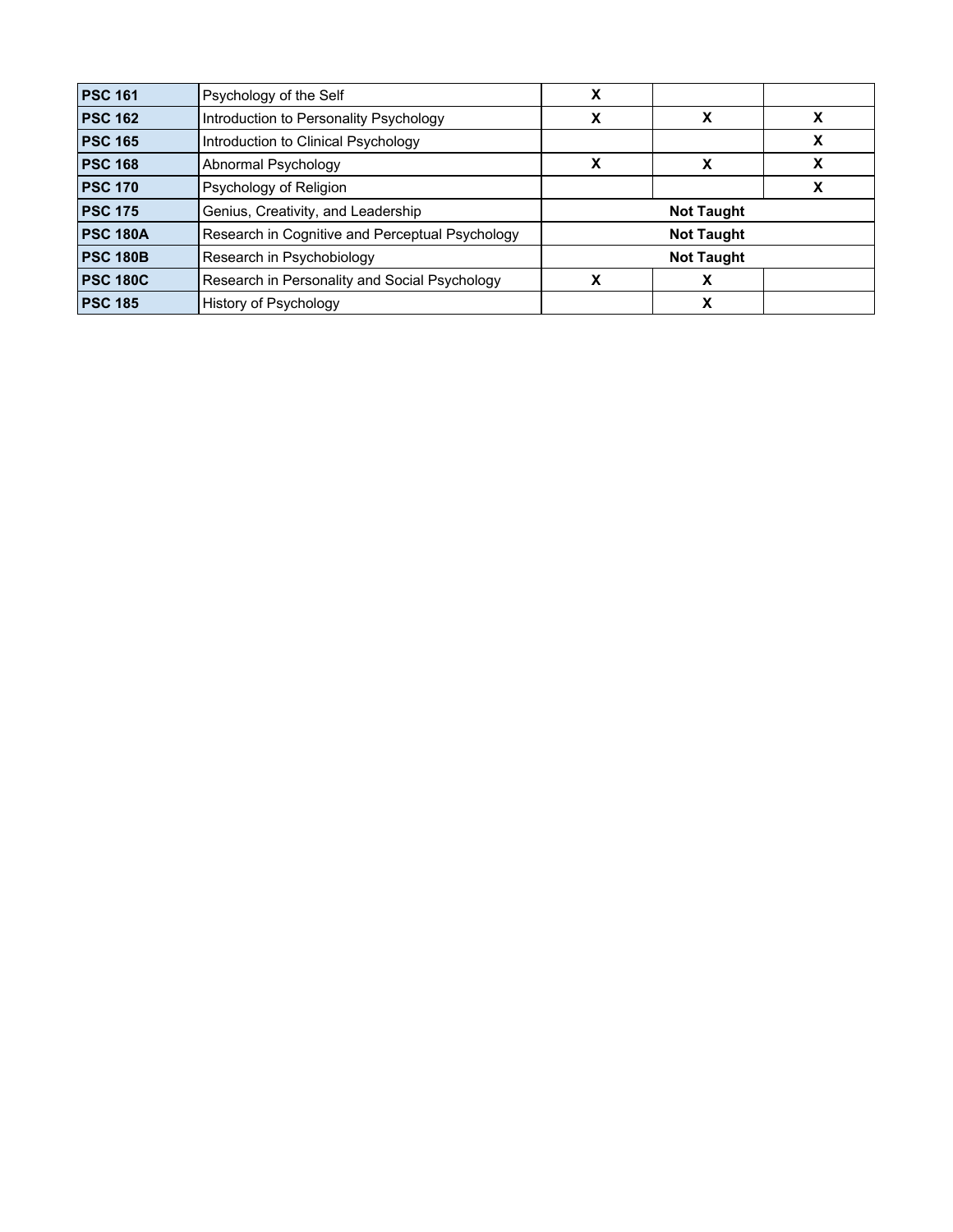| | | | | |
|---|---|---|---|---|
| **PSC 161** | Psychology of the Self | X | | |
| **PSC 162** | Introduction to Personality Psychology | X | X | X |
| **PSC 165** | Introduction to Clinical Psychology | | | X |
| **PSC 168** | Abnormal Psychology | X | X | X |
| **PSC 170** | Psychology of Religion | | | X |
| **PSC 175** | Genius, Creativity, and Leadership | **Not Taught** | | |
| **PSC 180A** | Research in Cognitive and Perceptual Psychology | **Not Taught** | | |
| **PSC 180B** | Research in Psychobiology | **Not Taught** | | |
| **PSC 180C** | Research in Personality and Social Psychology | X | X | |
| **PSC 185** | History of Psychology | | X | |